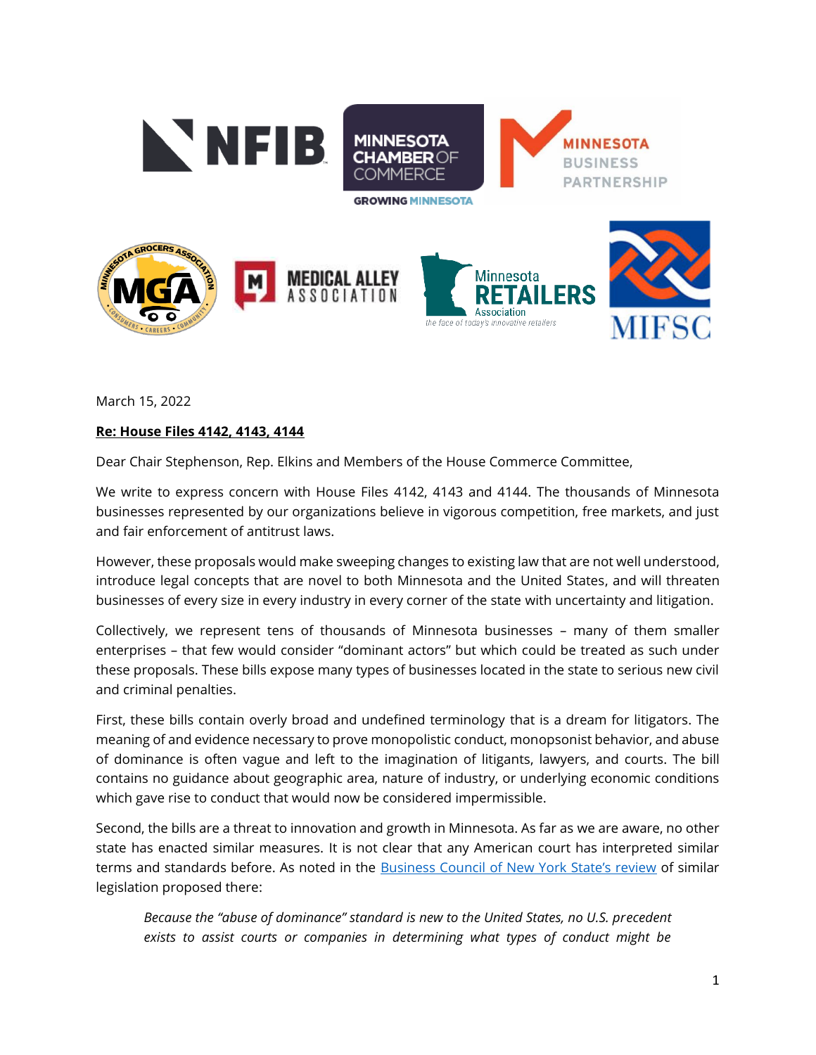March 15, 2022

**Re: House Files 4142, 4143, 4144**

Dear Chair Stephenson, Rep. Elkins and Members of the House Commerce Committee,

We write to express concern with House Files 4142, 4143 and 4144. The thousands of Minnesota businesses represented by our organizations believe in vigorous competition, free markets, and just and fair enforcement of antitrust laws.

However, these proposals would make sweeping changes to existing law that are not well understood, introduce legal concepts that are novel to both Minnesota and the United States, and will threaten businesses of every size in every industry in every corner of the state with uncertainty and litigation.

Collectively, we represent tens of thousands of Minnesota businesses – many of them smaller enterprises – that few would consider "dominant actors" but which could be treated as such under these proposals. These bills expose many types of businesses located in the state to serious new civil and criminal penalties.

First, these bills contain overly broad and undefined terminology that is a dream for litigators. The meaning of and evidence necessary to prove monopolistic conduct, monopsonist behavior, and abuse of dominance is often vague and left to the imagination of litigants, lawyers, and courts. The bill contains no guidance about geographic area, nature of industry, or underlying economic conditions which gave rise to conduct that would now be considered impermissible.

Second, the bills are a threat to innovation and growth in Minnesota. As far as we are aware, no other state has enacted similar measures. It is not clear that any American court has interpreted similar terms and standards before. As noted in the Business Council of New York State's review of similar legislation proposed there:

> *Because the "abuse of dominance" standard is new to the United States, no U.S. precedent exists to assist courts or companies in determining what types of conduct might be*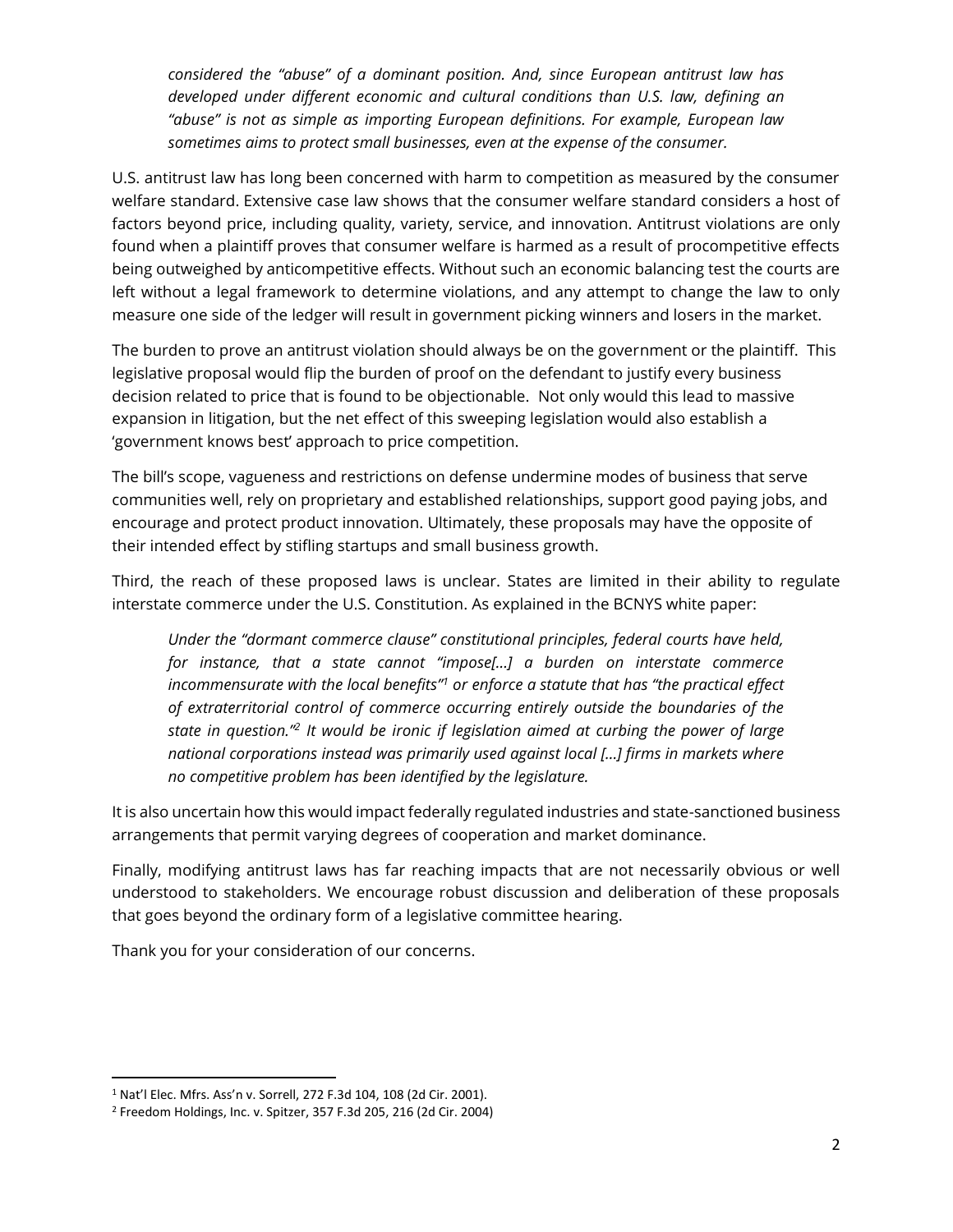*considered the "abuse" of a dominant position. And, since European antitrust law has developed under different economic and cultural conditions than U.S. law, defining an "abuse" is not as simple as importing European definitions. For example, European law sometimes aims to protect small businesses, even at the expense of the consumer.*

U.S. antitrust law has long been concerned with harm to competition as measured by the consumer welfare standard. Extensive case law shows that the consumer welfare standard considers a host of factors beyond price, including quality, variety, service, and innovation. Antitrust violations are only found when a plaintiff proves that consumer welfare is harmed as a result of procompetitive effects being outweighed by anticompetitive effects. Without such an economic balancing test the courts are left without a legal framework to determine violations, and any attempt to change the law to only measure one side of the ledger will result in government picking winners and losers in the market.

The burden to prove an antitrust violation should always be on the government or the plaintiff. This legislative proposal would flip the burden of proof on the defendant to justify every business decision related to price that is found to be objectionable. Not only would this lead to massive expansion in litigation, but the net effect of this sweeping legislation would also establish a 'government knows best' approach to price competition.

The bill's scope, vagueness and restrictions on defense undermine modes of business that serve communities well, rely on proprietary and established relationships, support good paying jobs, and encourage and protect product innovation. Ultimately, these proposals may have the opposite of their intended effect by stifling startups and small business growth.

Third, the reach of these proposed laws is unclear. States are limited in their ability to regulate interstate commerce under the U.S. Constitution. As explained in the BCNYS white paper:

*Under the "dormant commerce clause" constitutional principles, federal courts have held, for instance, that a state cannot "impose[...] a burden on interstate commerce incommensurate with the local benefits"[1] or enforce a statute that has "the practical effect of extraterritorial control of commerce occurring entirely outside the boundaries of the state in question."[2] It would be ironic if legislation aimed at curbing the power of large national corporations instead was primarily used against local [...] firms in markets where no competitive problem has been identified by the legislature.*

It is also uncertain how this would impact federally regulated industries and state-sanctioned business arrangements that permit varying degrees of cooperation and market dominance.

Finally, modifying antitrust laws has far reaching impacts that are not necessarily obvious or well understood to stakeholders. We encourage robust discussion and deliberation of these proposals that goes beyond the ordinary form of a legislative committee hearing.

Thank you for your consideration of our concerns.

---

[1] Nat'l Elec. Mfrs. Ass'n v. Sorrell, 272 F.3d 104, 108 (2d Cir. 2001).

[2] Freedom Holdings, Inc. v. Spitzer, 357 F.3d 205, 216 (2d Cir. 2004)